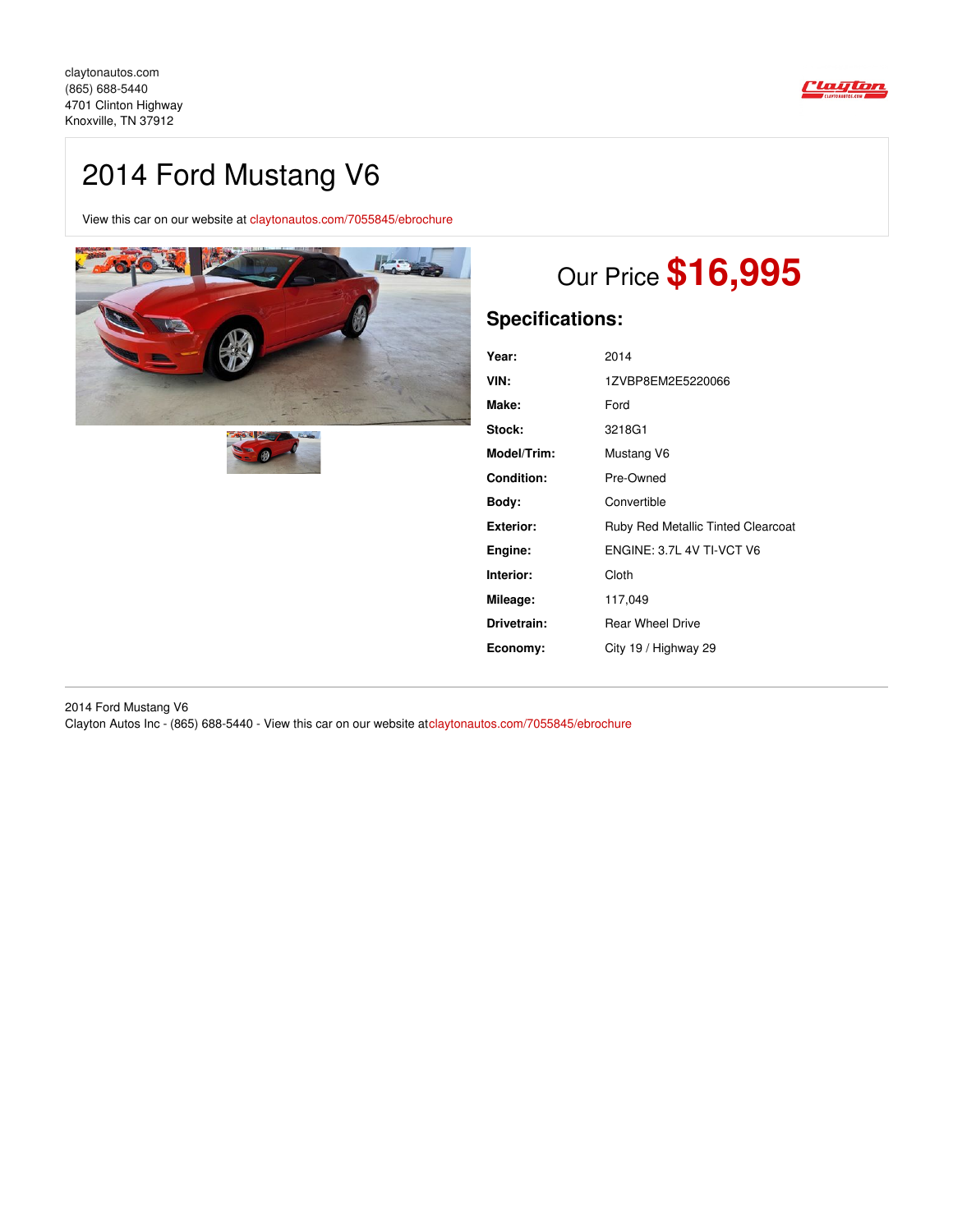claytonautos.com
(865) 688-5440
4701 Clinton Highway
Knoxville, TN 37912

# 2014 Ford Mustang V6

View this car on our website at claytonautos.com/7055845/ebrochure

## Our Price $16,995

### Specifications:

| | |
|---|---|
| **Year:** | 2014 |
| **VIN:** | 1ZVBP8EM2E5220066 |
| **Make:** | Ford |
| **Stock:** | 3218G1 |
| **Model/Trim:** | Mustang V6 |
| **Condition:** | Pre-Owned |
| **Body:** | Convertible |
| **Exterior:** | Ruby Red Metallic Tinted Clearcoat |
| **Engine:** | ENGINE: 3.7L 4V TI-VCT V6 |
| **Interior:** | Cloth |
| **Mileage:** | 117,049 |
| **Drivetrain:** | Rear Wheel Drive |
| **Economy:** | City 19 / Highway 29 |

2014 Ford Mustang V6
Clayton Autos Inc - (865) 688-5440 - View this car on our website atclaytonautos.com/7055845/ebrochure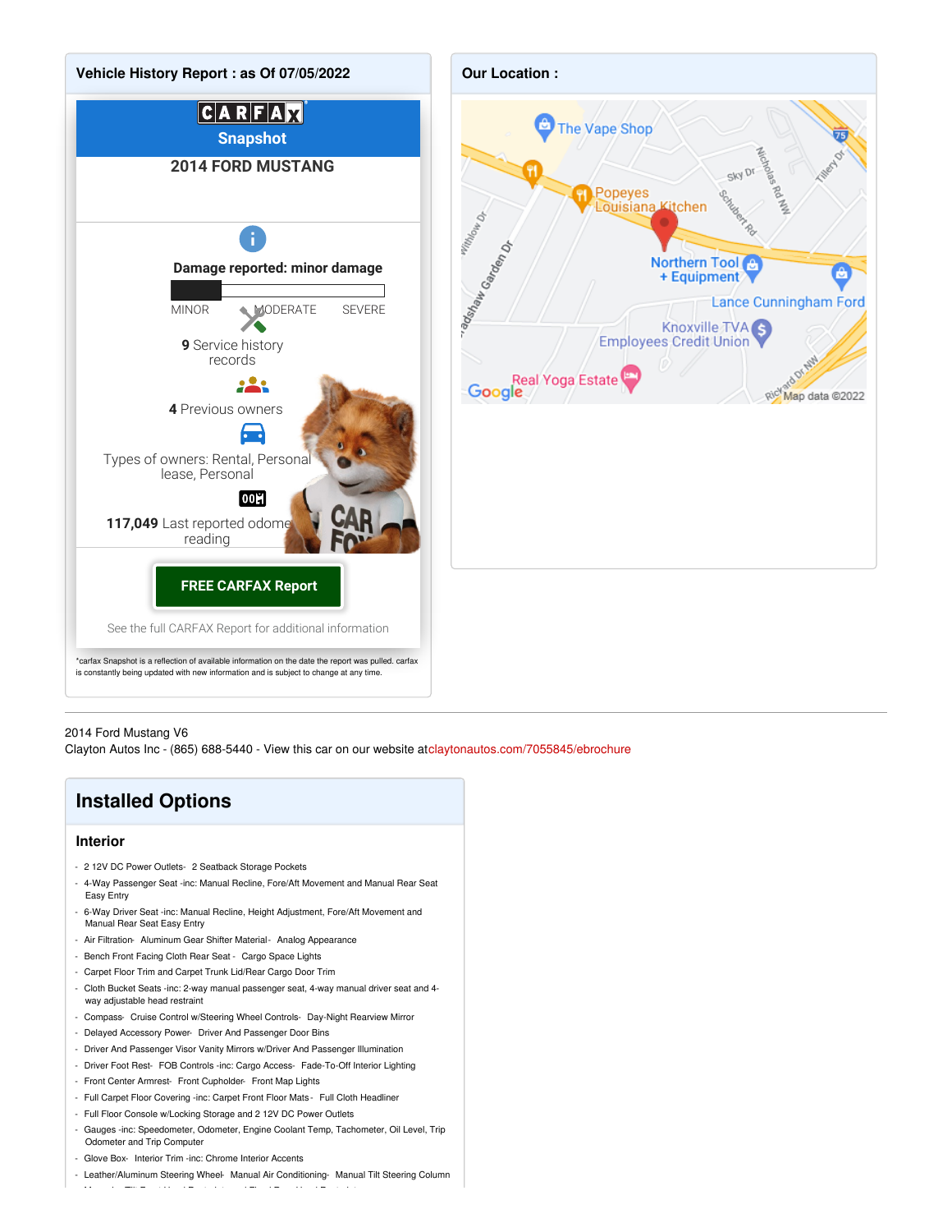## Vehicle History Report : as Of 07/05/2022

CARFAX Snapshot

**2014 FORD MUSTANG**

**Damage reported: minor damage**

MINOR MODERATE SEVERE

**9** Service history records

**4** Previous owners

Types of owners: Rental, Personal lease, Personal

**117,049** Last reported odometer reading

**FREE CARFAX Report**

See the full CARFAX Report for additional information

*carfax Snapshot is a reflection of available information on the date the report was pulled. carfax is constantly being updated with new information and is subject to change at any time.

## Our Location :

The Vape Shop
Popeyes Louisiana Kitchen
Northern Tool + Equipment
Lance Cunningham Ford
Knoxville TVA Employees Credit Union
Real Yoga Estate
Map data ©2022

---

2014 Ford Mustang V6
Clayton Autos Inc - (865) 688-5440 - View this car on our website atclaytonautos.com/7055845/ebrochure

## Installed Options

### Interior

- 2 12V DC Power Outlets- 2 Seatback Storage Pockets
- 4-Way Passenger Seat -inc: Manual Recline, Fore/Aft Movement and Manual Rear Seat Easy Entry
- 6-Way Driver Seat -inc: Manual Recline, Height Adjustment, Fore/Aft Movement and Manual Rear Seat Easy Entry
- Air Filtration- Aluminum Gear Shifter Material- Analog Appearance
- Bench Front Facing Cloth Rear Seat - Cargo Space Lights
- Carpet Floor Trim and Carpet Trunk Lid/Rear Cargo Door Trim
- Cloth Bucket Seats -inc: 2-way manual passenger seat, 4-way manual driver seat and 4-way adjustable head restraint
- Compass- Cruise Control w/Steering Wheel Controls- Day-Night Rearview Mirror
- Delayed Accessory Power- Driver And Passenger Door Bins
- Driver And Passenger Visor Vanity Mirrors w/Driver And Passenger Illumination
- Driver Foot Rest- FOB Controls -inc: Cargo Access- Fade-To-Off Interior Lighting
- Front Center Armrest- Front Cupholder- Front Map Lights
- Full Carpet Floor Covering -inc: Carpet Front Floor Mats - Full Cloth Headliner
- Full Floor Console w/Locking Storage and 2 12V DC Power Outlets
- Gauges -inc: Speedometer, Odometer, Engine Coolant Temp, Tachometer, Oil Level, Trip Odometer and Trip Computer
- Glove Box- Interior Trim -inc: Chrome Interior Accents
- Leather/Aluminum Steering Wheel- Manual Air Conditioning- Manual Tilt Steering Column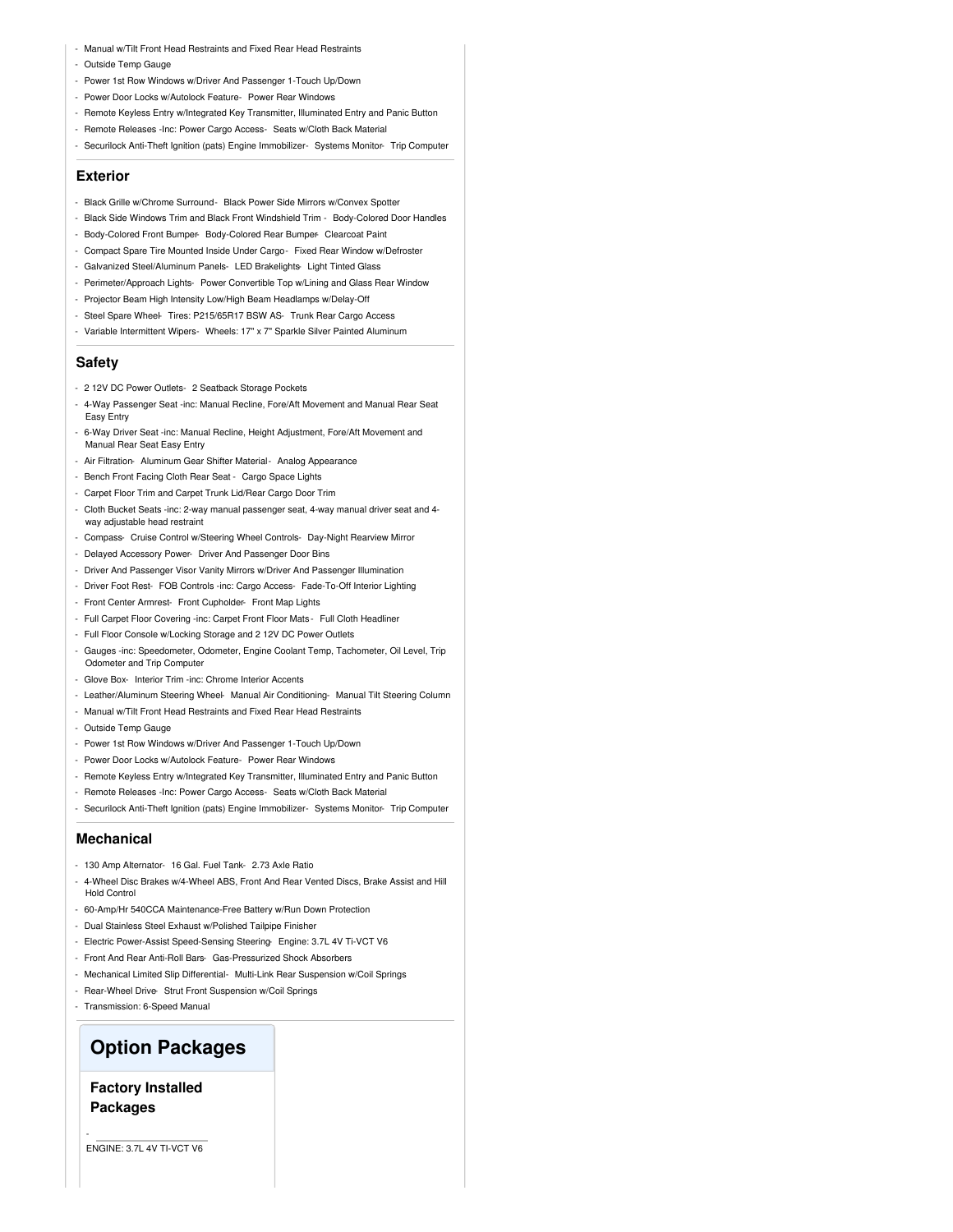- Manual w/Tilt Front Head Restraints and Fixed Rear Head Restraints
- Outside Temp Gauge
- Power 1st Row Windows w/Driver And Passenger 1-Touch Up/Down
- Power Door Locks w/Autolock Feature- Power Rear Windows
- Remote Keyless Entry w/Integrated Key Transmitter, Illuminated Entry and Panic Button
- Remote Releases -Inc: Power Cargo Access- Seats w/Cloth Back Material
- Securilock Anti-Theft Ignition (pats) Engine Immobilizer- Systems Monitor- Trip Computer

## Exterior

- Black Grille w/Chrome Surround- Black Power Side Mirrors w/Convex Spotter
- Black Side Windows Trim and Black Front Windshield Trim - Body-Colored Door Handles
- Body-Colored Front Bumper- Body-Colored Rear Bumper- Clearcoat Paint
- Compact Spare Tire Mounted Inside Under Cargo- Fixed Rear Window w/Defroster
- Galvanized Steel/Aluminum Panels- LED Brakelights- Light Tinted Glass
- Perimeter/Approach Lights- Power Convertible Top w/Lining and Glass Rear Window
- Projector Beam High Intensity Low/High Beam Headlamps w/Delay-Off
- Steel Spare Wheel- Tires: P215/65R17 BSW AS- Trunk Rear Cargo Access
- Variable Intermittent Wipers- Wheels: 17" x 7" Sparkle Silver Painted Aluminum

## Safety

- 2 12V DC Power Outlets- 2 Seatback Storage Pockets
- 4-Way Passenger Seat -inc: Manual Recline, Fore/Aft Movement and Manual Rear Seat Easy Entry
- 6-Way Driver Seat -inc: Manual Recline, Height Adjustment, Fore/Aft Movement and Manual Rear Seat Easy Entry
- Air Filtration- Aluminum Gear Shifter Material- Analog Appearance
- Bench Front Facing Cloth Rear Seat - Cargo Space Lights
- Carpet Floor Trim and Carpet Trunk Lid/Rear Cargo Door Trim
- Cloth Bucket Seats -inc: 2-way manual passenger seat, 4-way manual driver seat and 4-way adjustable head restraint
- Compass- Cruise Control w/Steering Wheel Controls- Day-Night Rearview Mirror
- Delayed Accessory Power- Driver And Passenger Door Bins
- Driver And Passenger Visor Vanity Mirrors w/Driver And Passenger Illumination
- Driver Foot Rest- FOB Controls -inc: Cargo Access- Fade-To-Off Interior Lighting
- Front Center Armrest- Front Cupholder- Front Map Lights
- Full Carpet Floor Covering -inc: Carpet Front Floor Mats - Full Cloth Headliner
- Full Floor Console w/Locking Storage and 2 12V DC Power Outlets
- Gauges -inc: Speedometer, Odometer, Engine Coolant Temp, Tachometer, Oil Level, Trip Odometer and Trip Computer
- Glove Box- Interior Trim -inc: Chrome Interior Accents
- Leather/Aluminum Steering Wheel- Manual Air Conditioning- Manual Tilt Steering Column
- Manual w/Tilt Front Head Restraints and Fixed Rear Head Restraints
- Outside Temp Gauge
- Power 1st Row Windows w/Driver And Passenger 1-Touch Up/Down
- Power Door Locks w/Autolock Feature- Power Rear Windows
- Remote Keyless Entry w/Integrated Key Transmitter, Illuminated Entry and Panic Button
- Remote Releases -Inc: Power Cargo Access- Seats w/Cloth Back Material
- Securilock Anti-Theft Ignition (pats) Engine Immobilizer- Systems Monitor- Trip Computer

## Mechanical

- 130 Amp Alternator- 16 Gal. Fuel Tank- 2.73 Axle Ratio
- 4-Wheel Disc Brakes w/4-Wheel ABS, Front And Rear Vented Discs, Brake Assist and Hill Hold Control
- 60-Amp/Hr 540CCA Maintenance-Free Battery w/Run Down Protection
- Dual Stainless Steel Exhaust w/Polished Tailpipe Finisher
- Electric Power-Assist Speed-Sensing Steering- Engine: 3.7L 4V Ti-VCT V6
- Front And Rear Anti-Roll Bars- Gas-Pressurized Shock Absorbers
- Mechanical Limited Slip Differential- Multi-Link Rear Suspension w/Coil Springs
- Rear-Wheel Drive- Strut Front Suspension w/Coil Springs
- Transmission: 6-Speed Manual

# Option Packages

### Factory Installed Packages

-

ENGINE: 3.7L 4V TI-VCT V6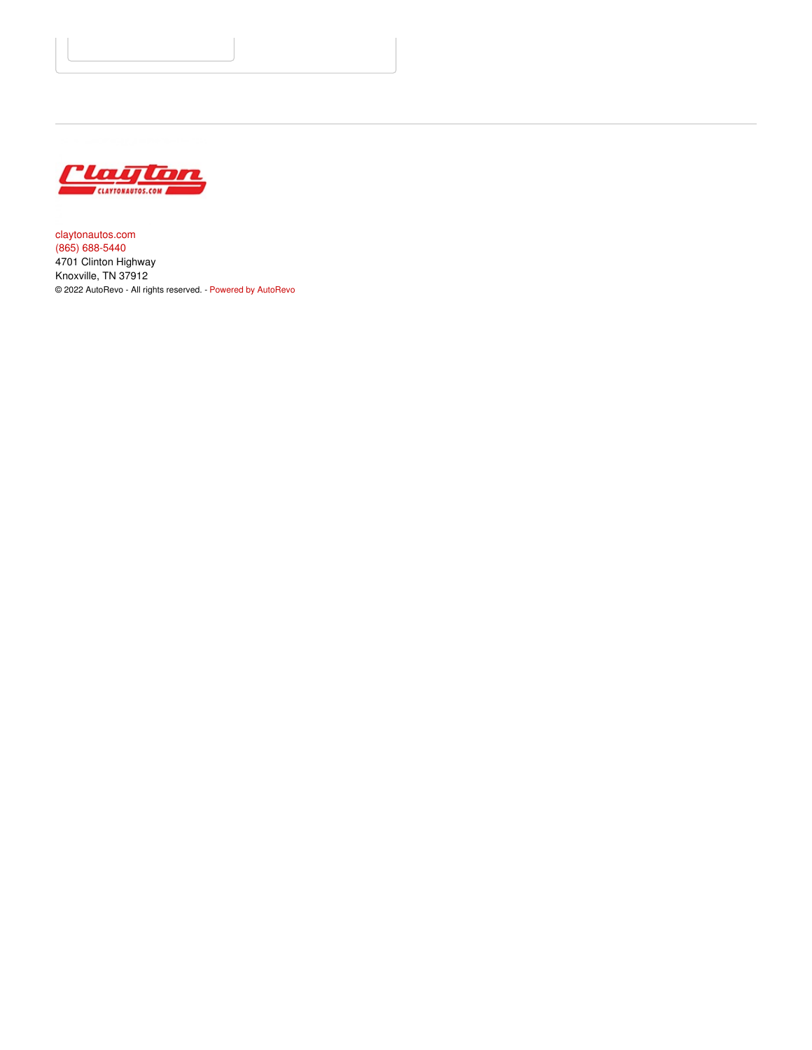Clayton
CLAYTONAUTOS.COM

claytonautos.com
(865) 688-5440
4701 Clinton Highway
Knoxville, TN 37912
© 2022 AutoRevo - All rights reserved. - Powered by AutoRevo